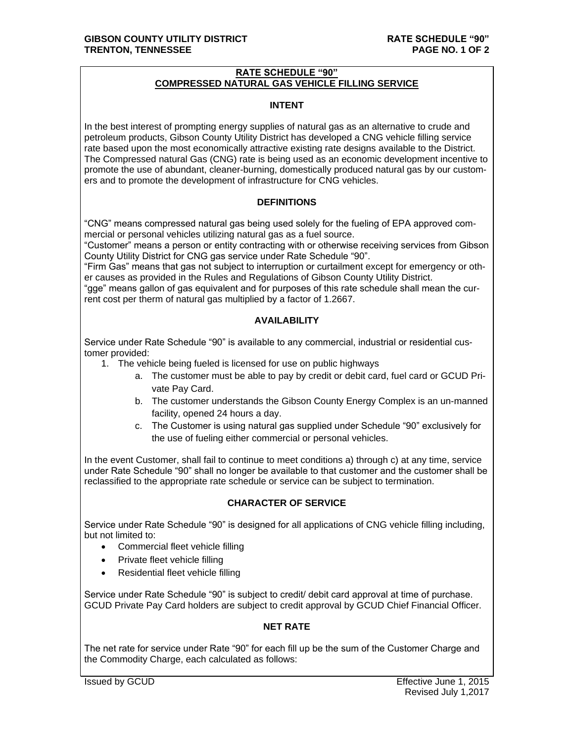## RATE SCHEDULE "90"
## COMPRESSED NATURAL GAS VEHICLE FILLING SERVICE

### INTENT

In the best interest of prompting energy supplies of natural gas as an alternative to crude and petroleum products, Gibson County Utility District has developed a CNG vehicle filling service rate based upon the most economically attractive existing rate designs available to the District. The Compressed natural Gas (CNG) rate is being used as an economic development incentive to promote the use of abundant, cleaner-burning, domestically produced natural gas by our customers and to promote the development of infrastructure for CNG vehicles.

### DEFINITIONS

"CNG" means compressed natural gas being used solely for the fueling of EPA approved commercial or personal vehicles utilizing natural gas as a fuel source.
"Customer" means a person or entity contracting with or otherwise receiving services from Gibson County Utility District for CNG gas service under Rate Schedule "90".
"Firm Gas" means that gas not subject to interruption or curtailment except for emergency or other causes as provided in the Rules and Regulations of Gibson County Utility District.
"gge" means gallon of gas equivalent and for purposes of this rate schedule shall mean the current cost per therm of natural gas multiplied by a factor of 1.2667.

### AVAILABILITY

Service under Rate Schedule "90" is available to any commercial, industrial or residential customer provided:

1. The vehicle being fueled is licensed for use on public highways
   - a. The customer must be able to pay by credit or debit card, fuel card or GCUD Private Pay Card.
   - b. The customer understands the Gibson County Energy Complex is an un-manned facility, opened 24 hours a day.
   - c. The Customer is using natural gas supplied under Schedule "90" exclusively for the use of fueling either commercial or personal vehicles.

In the event Customer, shall fail to continue to meet conditions a) through c) at any time, service under Rate Schedule "90" shall no longer be available to that customer and the customer shall be reclassified to the appropriate rate schedule or service can be subject to termination.

### CHARACTER OF SERVICE

Service under Rate Schedule "90" is designed for all applications of CNG vehicle filling including, but not limited to:

- Commercial fleet vehicle filling
- Private fleet vehicle filling
- Residential fleet vehicle filling

Service under Rate Schedule "90" is subject to credit/ debit card approval at time of purchase. GCUD Private Pay Card holders are subject to credit approval by GCUD Chief Financial Officer.

### NET RATE

The net rate for service under Rate "90" for each fill up be the sum of the Customer Charge and the Commodity Charge, each calculated as follows:

Issued by GCUD

Effective June 1, 2015
Revised July 1,2017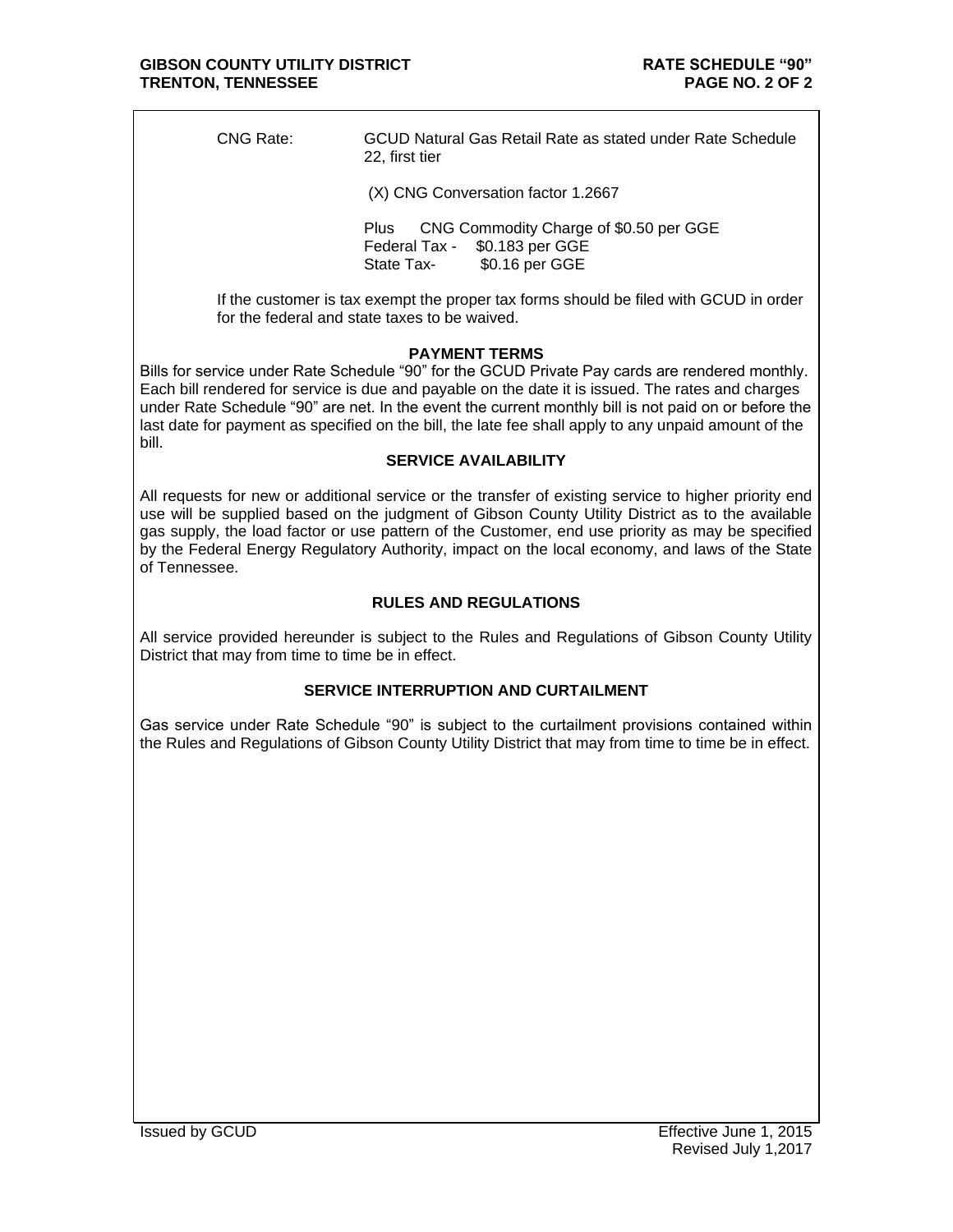CNG Rate: GCUD Natural Gas Retail Rate as stated under Rate Schedule 22, first tier

(X) CNG Conversation factor 1.2667

Plus CNG Commodity Charge of $0.50 per GGE
Federal Tax - $0.183 per GGE
State Tax- $0.16 per GGE

If the customer is tax exempt the proper tax forms should be filed with GCUD in order for the federal and state taxes to be waived.

## PAYMENT TERMS

Bills for service under Rate Schedule "90" for the GCUD Private Pay cards are rendered monthly. Each bill rendered for service is due and payable on the date it is issued. The rates and charges under Rate Schedule "90" are net. In the event the current monthly bill is not paid on or before the last date for payment as specified on the bill, the late fee shall apply to any unpaid amount of the bill.

## SERVICE AVAILABILITY

All requests for new or additional service or the transfer of existing service to higher priority end use will be supplied based on the judgment of Gibson County Utility District as to the available gas supply, the load factor or use pattern of the Customer, end use priority as may be specified by the Federal Energy Regulatory Authority, impact on the local economy, and laws of the State of Tennessee.

## RULES AND REGULATIONS

All service provided hereunder is subject to the Rules and Regulations of Gibson County Utility District that may from time to time be in effect.

## SERVICE INTERRUPTION AND CURTAILMENT

Gas service under Rate Schedule "90" is subject to the curtailment provisions contained within the Rules and Regulations of Gibson County Utility District that may from time to time be in effect.

Issued by GCUD

Effective June 1, 2015
Revised July 1,2017